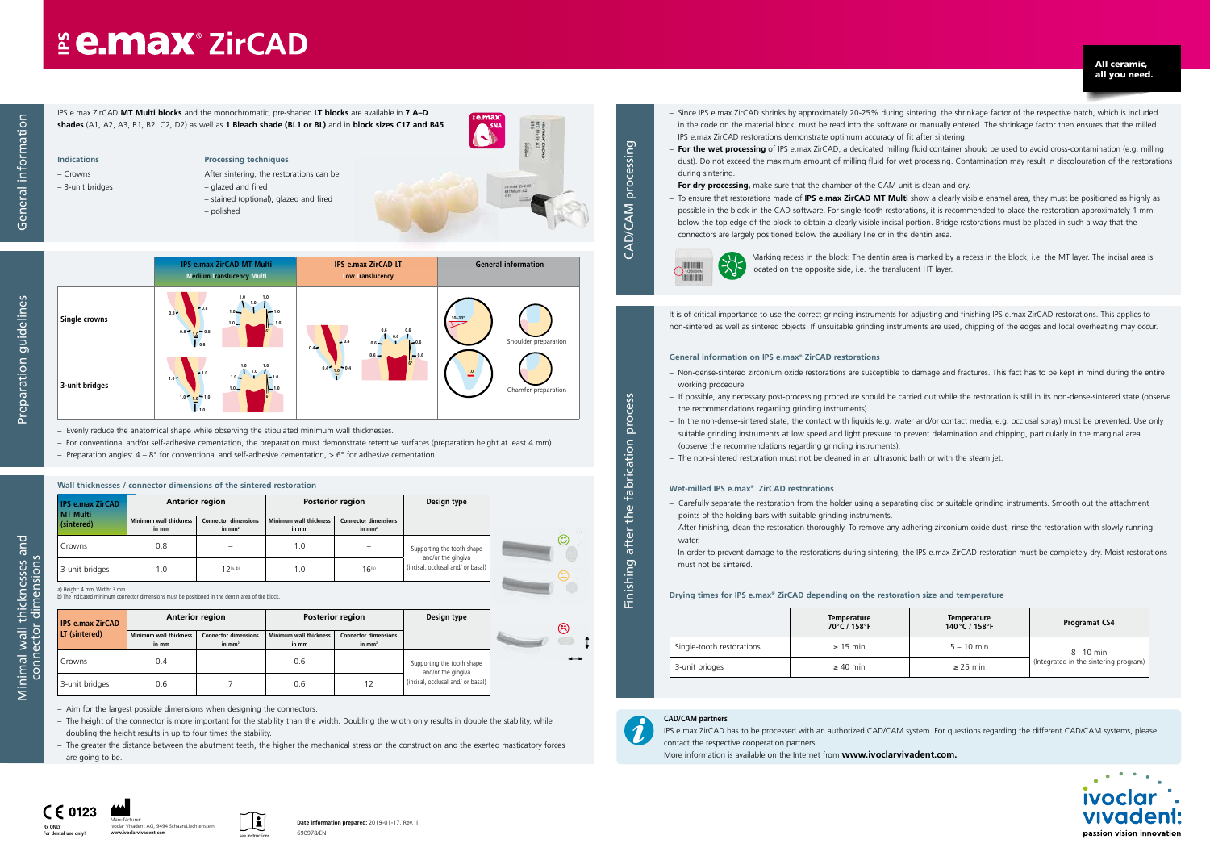# IPS e.max® ZirCAD

All ceramic, all you need.

## General information

IPS e.max ZirCAD **MT Multi blocks** and the monochromatic, pre-shaded **LT blocks** are available in **7 A–D shades** (A1, A2, A3, B1, B2, C2, D2) as well as **1 Bleach shade (BL1 or BL)** and in **block sizes C17 and B45**.

### Indications

- Crowns
- 3-unit bridges

### Processing techniques

After sintering, the restorations can be

- glazed and fired
- stained (optional), glazed and fired
- polished

## Preparation guidelines

| | IPS e.max ZirCAD MT Multi (Medium Translucency Multi) | IPS e.max ZirCAD LT (Low Translucency) | General information |
|---|---|---|---|
| Single crowns | 0.8 / 1.0 | 0.4 / 0.6 | 10–30° Shoulder preparation |
| 3-unit bridges | 1.0 | 0.4 / 0.6 | Chamfer preparation |

- Evenly reduce the anatomical shape while observing the stipulated minimum wall thicknesses.
- For conventional and/or self-adhesive cementation, the preparation must demonstrate retentive surfaces (preparation height at least 4 mm).
- Preparation angles: 4 – 8° for conventional and self-adhesive cementation, > 6° for adhesive cementation

## Minimal wall thicknesses and connector dimensions

### Wall thicknesses / connector dimensions of the sintered restoration

| IPS e.max ZirCAD MT Multi (sintered) | Anterior region | | Posterior region | | Design type |
|---|---|---|---|---|---|
| | Minimum wall thickness in mm | Connector dimensions in mm² | Minimum wall thickness in mm | Connector dimensions in mm² | |
| Crowns | 0.8 | – | 1.0 | – | Supporting the tooth shape and/or the gingiva (incisal, occlusal and/ or basal) |
| 3-unit bridges | 1.0 | 12[a, b] | 1.0 | 16[b] | |

a) Height: 4 mm, Width: 3 mm

b) The indicated minimum connector dimensions must be positioned in the dentin area of the block.

| IPS e.max ZirCAD LT (sintered) | Anterior region | | Posterior region | | Design type |
|---|---|---|---|---|---|
| | Minimum wall thickness in mm | Connector dimensions in mm² | Minimum wall thickness in mm | Connector dimensions in mm² | |
| Crowns | 0.4 | – | 0.6 | – | Supporting the tooth shape and/or the gingiva (incisal, occlusal and/ or basal) |
| 3-unit bridges | 0.6 | 7 | 0.6 | 12 | |

- Aim for the largest possible dimensions when designing the connectors.
- The height of the connector is more important for the stability than the width. Doubling the width only results in double the stability, while doubling the height results in up to four times the stability.
- The greater the distance between the abutment teeth, the higher the mechanical stress on the construction and the exerted masticatory forces are going to be.

## CAD/CAM processing

- Since IPS e.max ZirCAD shrinks by approximately 20-25% during sintering, the shrinkage factor of the respective batch, which is included in the code on the material block, must be read into the software or manually entered. The shrinkage factor then ensures that the milled IPS e.max ZirCAD restorations demonstrate optimum accuracy of fit after sintering.
- **For the wet processing** of IPS e.max ZirCAD, a dedicated milling fluid container should be used to avoid cross-contamination (e.g. milling dust). Do not exceed the maximum amount of milling fluid for wet processing. Contamination may result in discolouration of the restorations during sintering.
- **For dry processing,** make sure that the chamber of the CAM unit is clean and dry.
- To ensure that restorations made of **IPS e.max ZirCAD MT Multi** show a clearly visible enamel area, they must be positioned as highly as possible in the block in the CAD software. For single-tooth restorations, it is recommended to place the restoration approximately 1 mm below the top edge of the block to obtain a clearly visible incisal portion. Bridge restorations must be placed in such a way that the connectors are largely positioned below the auxiliary line or in the dentin area.

Marking recess in the block: The dentin area is marked by a recess in the block, i.e. the MT layer. The incisal area is located on the opposite side, i.e. the translucent HT layer.

## Finishing after the fabrication process

It is of critical importance to use the correct grinding instruments for adjusting and finishing IPS e.max ZirCAD restorations. This applies to non-sintered as well as sintered objects. If unsuitable grinding instruments are used, chipping of the edges and local overheating may occur.

### General information on IPS e.max® ZirCAD restorations

- Non-dense-sintered zirconium oxide restorations are susceptible to damage and fractures. This fact has to be kept in mind during the entire working procedure.
- If possible, any necessary post-processing procedure should be carried out while the restoration is still in its non-dense-sintered state (observe the recommendations regarding grinding instruments).
- In the non-dense-sintered state, the contact with liquids (e.g. water and/or contact media, e.g. occlusal spray) must be prevented. Use only suitable grinding instruments at low speed and light pressure to prevent delamination and chipping, particularly in the marginal area (observe the recommendations regarding grinding instruments).
- The non-sintered restoration must not be cleaned in an ultrasonic bath or with the steam jet.

### Wet-milled IPS e.max® ZirCAD restorations

- Carefully separate the restoration from the holder using a separating disc or suitable grinding instruments. Smooth out the attachment points of the holding bars with suitable grinding instruments.
- After finishing, clean the restoration thoroughly. To remove any adhering zirconium oxide dust, rinse the restoration with slowly running water.
- In order to prevent damage to the restorations during sintering, the IPS e.max ZirCAD restoration must be completely dry. Moist restorations must not be sintered.

### Drying times for IPS e.max® ZirCAD depending on the restoration size and temperature

| | Temperature 70°C / 158°F | Temperature 140°C / 158°F | Programat CS4 |
|---|---|---|---|
| Single-tooth restorations | ≥ 15 min | 5 – 10 min | 8 –10 min (Integrated in the sintering program) |
| 3-unit bridges | ≥ 40 min | ≥ 25 min | |

### CAD/CAM partners

IPS e.max ZirCAD has to be processed with an authorized CAD/CAM system. For questions regarding the different CAD/CAM systems, please contact the respective cooperation partners.

More information is available on the Internet from **www.ivoclarvivadent.com.**

CE 0123

Rx ONLY
For dental use only!

Manufacturer:
Ivoclar Vivadent AG, 9494 Schaan/Liechtenstein
**www.ivoclarvivadent.com**

see instructions

**Date information prepared:** 2019-01-17, Rev. 1
690978/EN

ivoclar vivadent: passion vision innovation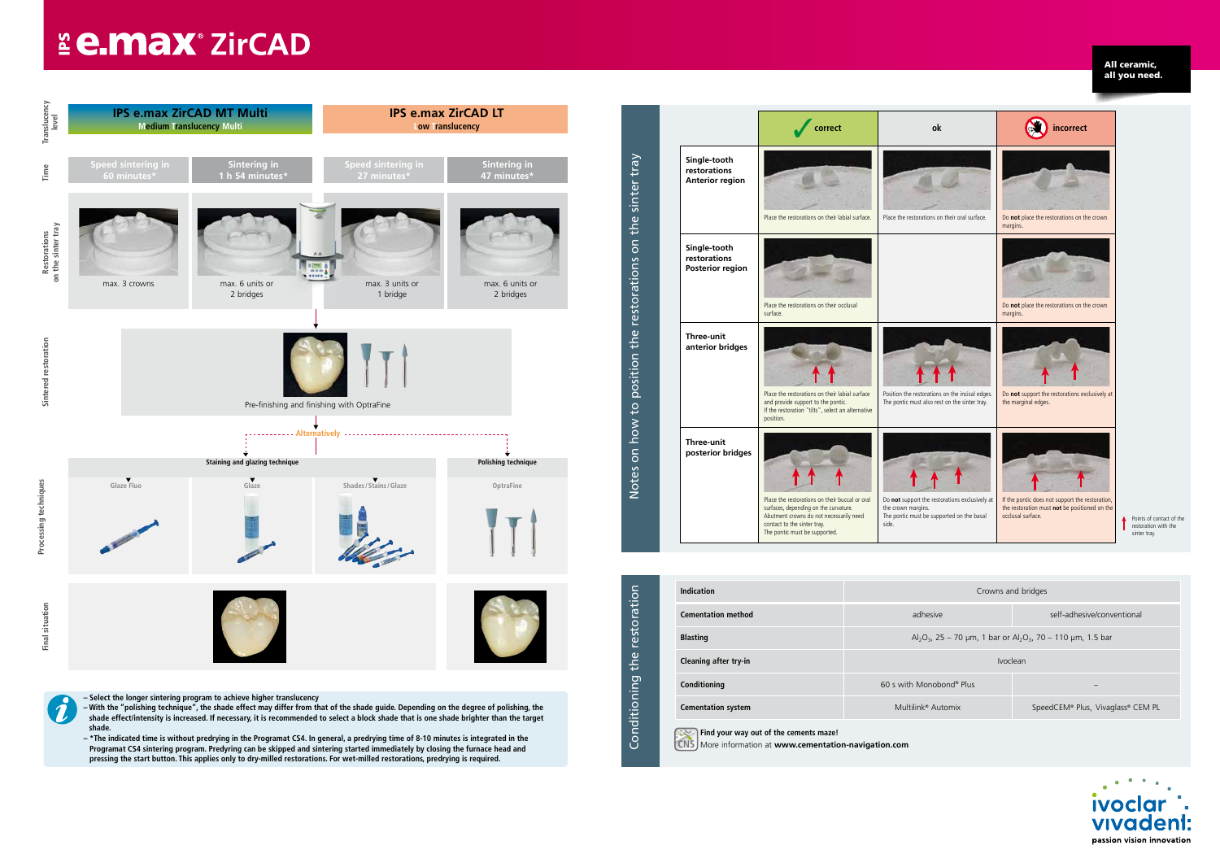# IPS e.max® ZirCAD

All ceramic, all you need.

| Translucency level | IPS e.max ZirCAD MT Multi (Medium Translucency Multi) | | IPS e.max ZirCAD LT (Low Translucency) | |
|---|---|---|---|---|
| Time | Speed sintering in 60 minutes* | Sintering in 1 h 54 minutes* | Speed sintering in 27 minutes* | Sintering in 47 minutes* |
| Restorations on the sinter tray | max. 3 crowns | max. 6 units or 2 bridges | max. 3 units or 1 bridge | max. 6 units or 2 bridges |

**Sintered restoration**

Pre-finishing and finishing with OptraFine

Alternatively

**Processing techniques**

| Staining and glazing technique | | | Polishing technique |
|---|---|---|---|
| Glaze Fluo | Glaze | Shades / Stains / Glaze | OptraFine |

**Final situation**

- Select the longer sintering program to achieve higher translucency
- With the "polishing technique", the shade effect may differ from that of the shade guide. Depending on the degree of polishing, the shade effect/intensity is increased. If necessary, it is recommended to select a block shade that is one shade brighter than the target shade.
- *The indicated time is without predrying in the Programat CS4. In general, a predrying time of 8-10 minutes is integrated in the Programat CS4 sintering program. Predrying can be skipped and sintering started immediately by closing the furnace head and pressing the start button. This applies only to dry-milled restorations. For wet-milled restorations, predrying is required.

## Notes on how to position the restorations on the sinter tray

| | correct | ok | incorrect |
|---|---|---|---|
| Single-tooth restorations Anterior region | Place the restorations on their labial surface. | Place the restorations on their oral surface. | Do **not** place the restorations on the crown margins. |
| Single-tooth restorations Posterior region | Place the restorations on their occlusal surface. | | Do **not** place the restorations on the crown margins. |
| Three-unit anterior bridges | Place the restorations on their labial surface and provide support to the pontic. If the restoration "tilts", select an alternative position. | Position the restorations on the incisal edges. The pontic must also rest on the sinter tray. | Do **not** support the restorations exclusively at the marginal edges. |
| Three-unit posterior bridges | Place the restorations on their buccal or oral surfaces, depending on the curvature. Abutment crowns do not necessarily need contact to the sinter tray. The pontic must be supported. | Do **not** support the restorations exclusively at the crown margins. The pontic must be supported on the basal side. | If the pontic does not support the restoration, the restoration must **not** be positioned on the occlusal surface. |

Points of contact of the restoration with the sinter tray.

## Conditioning the restoration

| | | |
|---|---|---|
| **Indication** | Crowns and bridges | |
| **Cementation method** | adhesive | self-adhesive/conventional |
| **Blasting** | $Al_2O_3$, 25 – 70 µm, 1 bar or $Al_2O_3$, 70 – 110 µm, 1.5 bar | |
| **Cleaning after try-in** | Ivoclean | |
| **Conditioning** | 60 s with Monobond® Plus | – |
| **Cementation system** | Multilink® Automix | SpeedCEM® Plus, Vivaglass® CEM PL |

**Find your way out of the cements maze!**
More information at **www.cementation-navigation.com**

ivoclar vivadent: passion vision innovation